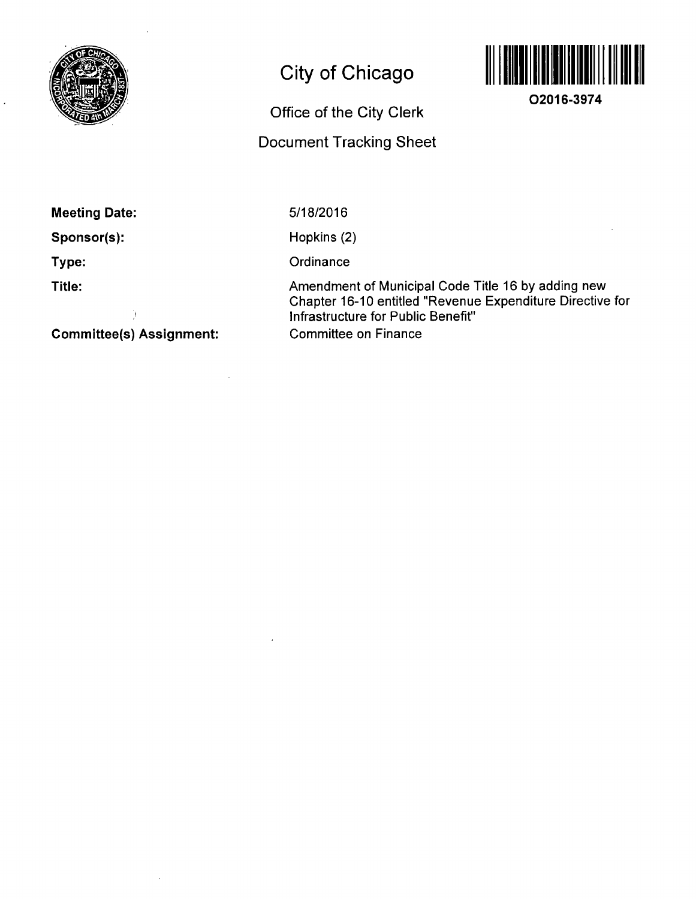# City of Chicago

O2016-3974

## Office of the City Clerk

## Document Tracking Sheet

**Meeting Date:** 5/18/2016

**Sponsor(s):** Hopkins (2)

**Type:** Ordinance

**Title:** Amendment of Municipal Code Title 16 by adding new Chapter 16-10 entitled "Revenue Expenditure Directive for Infrastructure for Public Benefit"

**Committee(s) Assignment:** Committee on Finance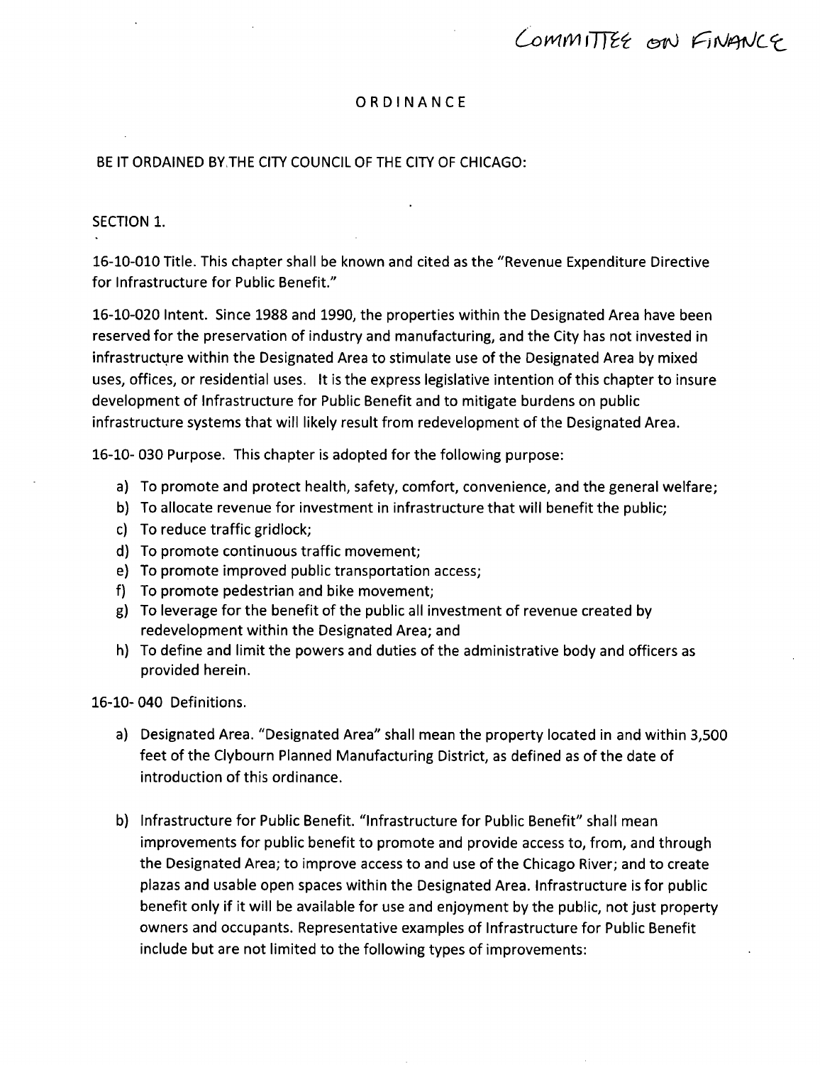COMMITTEE ON FINANCE

# ORDINANCE

BE IT ORDAINED BY THE CITY COUNCIL OF THE CITY OF CHICAGO:

SECTION 1.

16-10-010 Title. This chapter shall be known and cited as the "Revenue Expenditure Directive for Infrastructure for Public Benefit."

16-10-020 Intent. Since 1988 and 1990, the properties within the Designated Area have been reserved for the preservation of industry and manufacturing, and the City has not invested in infrastructure within the Designated Area to stimulate use of the Designated Area by mixed uses, offices, or residential uses. It is the express legislative intention of this chapter to insure development of Infrastructure for Public Benefit and to mitigate burdens on public infrastructure systems that will likely result from redevelopment of the Designated Area.

16-10- 030 Purpose. This chapter is adopted for the following purpose:

a) To promote and protect health, safety, comfort, convenience, and the general welfare;
b) To allocate revenue for investment in infrastructure that will benefit the public;
c) To reduce traffic gridlock;
d) To promote continuous traffic movement;
e) To promote improved public transportation access;
f) To promote pedestrian and bike movement;
g) To leverage for the benefit of the public all investment of revenue created by redevelopment within the Designated Area; and
h) To define and limit the powers and duties of the administrative body and officers as provided herein.

16-10- 040 Definitions.

a) Designated Area. "Designated Area" shall mean the property located in and within 3,500 feet of the Clybourn Planned Manufacturing District, as defined as of the date of introduction of this ordinance.

b) Infrastructure for Public Benefit. "Infrastructure for Public Benefit" shall mean improvements for public benefit to promote and provide access to, from, and through the Designated Area; to improve access to and use of the Chicago River; and to create plazas and usable open spaces within the Designated Area. Infrastructure is for public benefit only if it will be available for use and enjoyment by the public, not just property owners and occupants. Representative examples of Infrastructure for Public Benefit include but are not limited to the following types of improvements: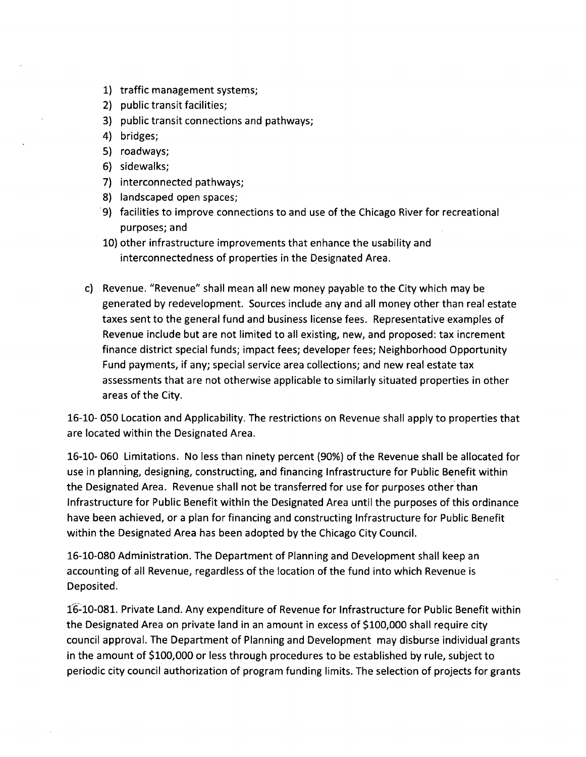1) traffic management systems;
2) public transit facilities;
3) public transit connections and pathways;
4) bridges;
5) roadways;
6) sidewalks;
7) interconnected pathways;
8) landscaped open spaces;
9) facilities to improve connections to and use of the Chicago River for recreational purposes; and
10) other infrastructure improvements that enhance the usability and interconnectedness of properties in the Designated Area.

c) Revenue. "Revenue" shall mean all new money payable to the City which may be generated by redevelopment. Sources include any and all money other than real estate taxes sent to the general fund and business license fees. Representative examples of Revenue include but are not limited to all existing, new, and proposed: tax increment finance district special funds; impact fees; developer fees; Neighborhood Opportunity Fund payments, if any; special service area collections; and new real estate tax assessments that are not otherwise applicable to similarly situated properties in other areas of the City.

16-10- 050 Location and Applicability. The restrictions on Revenue shall apply to properties that are located within the Designated Area.

16-10- 060 Limitations. No less than ninety percent (90%) of the Revenue shall be allocated for use in planning, designing, constructing, and financing Infrastructure for Public Benefit within the Designated Area. Revenue shall not be transferred for use for purposes other than Infrastructure for Public Benefit within the Designated Area until the purposes of this ordinance have been achieved, or a plan for financing and constructing Infrastructure for Public Benefit within the Designated Area has been adopted by the Chicago City Council.

16-10-080 Administration. The Department of Planning and Development shall keep an accounting of all Revenue, regardless of the location of the fund into which Revenue is Deposited.

16-10-081. Private Land. Any expenditure of Revenue for Infrastructure for Public Benefit within the Designated Area on private land in an amount in excess of $100,000 shall require city council approval. The Department of Planning and Development may disburse individual grants in the amount of $100,000 or less through procedures to be established by rule, subject to periodic city council authorization of program funding limits. The selection of projects for grants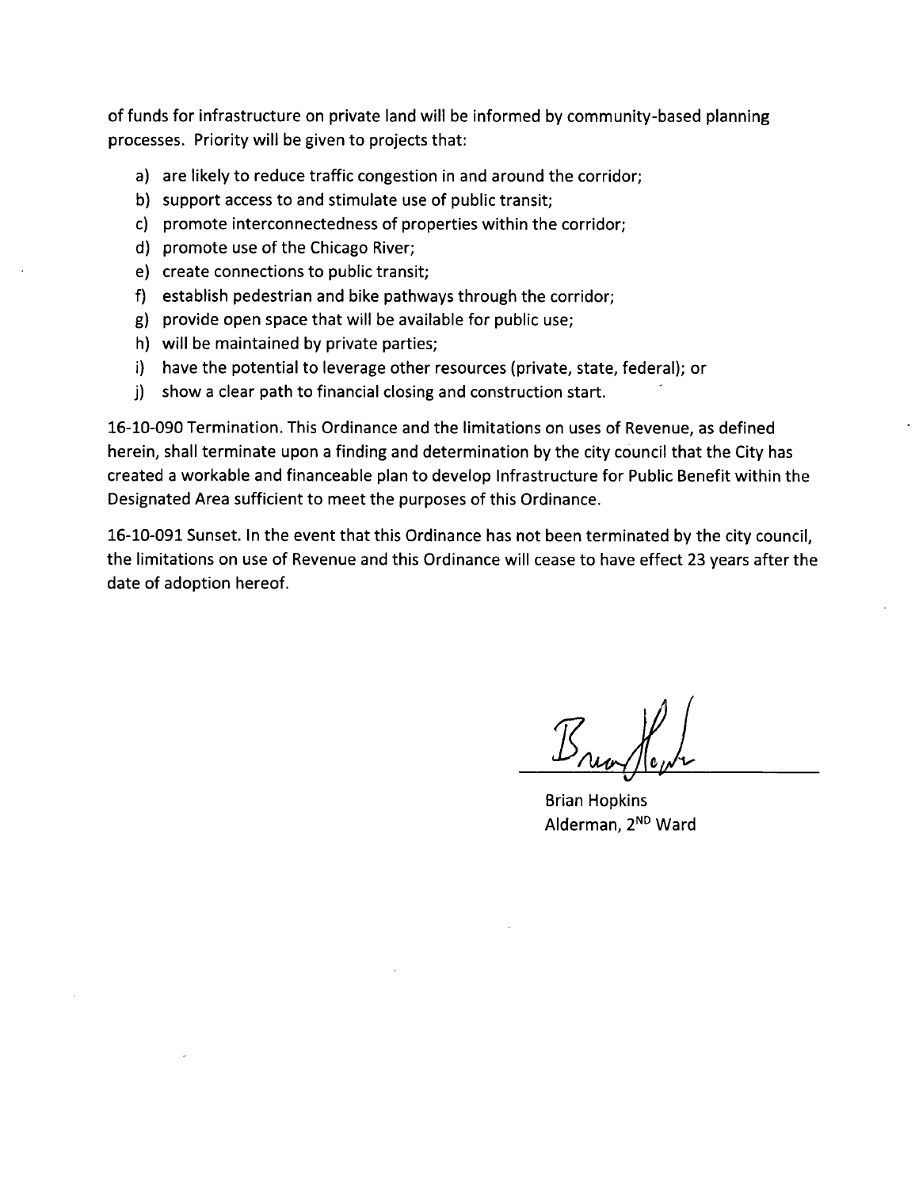of funds for infrastructure on private land will be informed by community-based planning processes. Priority will be given to projects that:

a) are likely to reduce traffic congestion in and around the corridor;
b) support access to and stimulate use of public transit;
c) promote interconnectedness of properties within the corridor;
d) promote use of the Chicago River;
e) create connections to public transit;
f) establish pedestrian and bike pathways through the corridor;
g) provide open space that will be available for public use;
h) will be maintained by private parties;
i) have the potential to leverage other resources (private, state, federal); or
j) show a clear path to financial closing and construction start.

16-10-090 Termination. This Ordinance and the limitations on uses of Revenue, as defined herein, shall terminate upon a finding and determination by the city council that the City has created a workable and financeable plan to develop Infrastructure for Public Benefit within the Designated Area sufficient to meet the purposes of this Ordinance.

16-10-091 Sunset. In the event that this Ordinance has not been terminated by the city council, the limitations on use of Revenue and this Ordinance will cease to have effect 23 years after the date of adoption hereof.

Brian Hopkins
Alderman, 2ND Ward